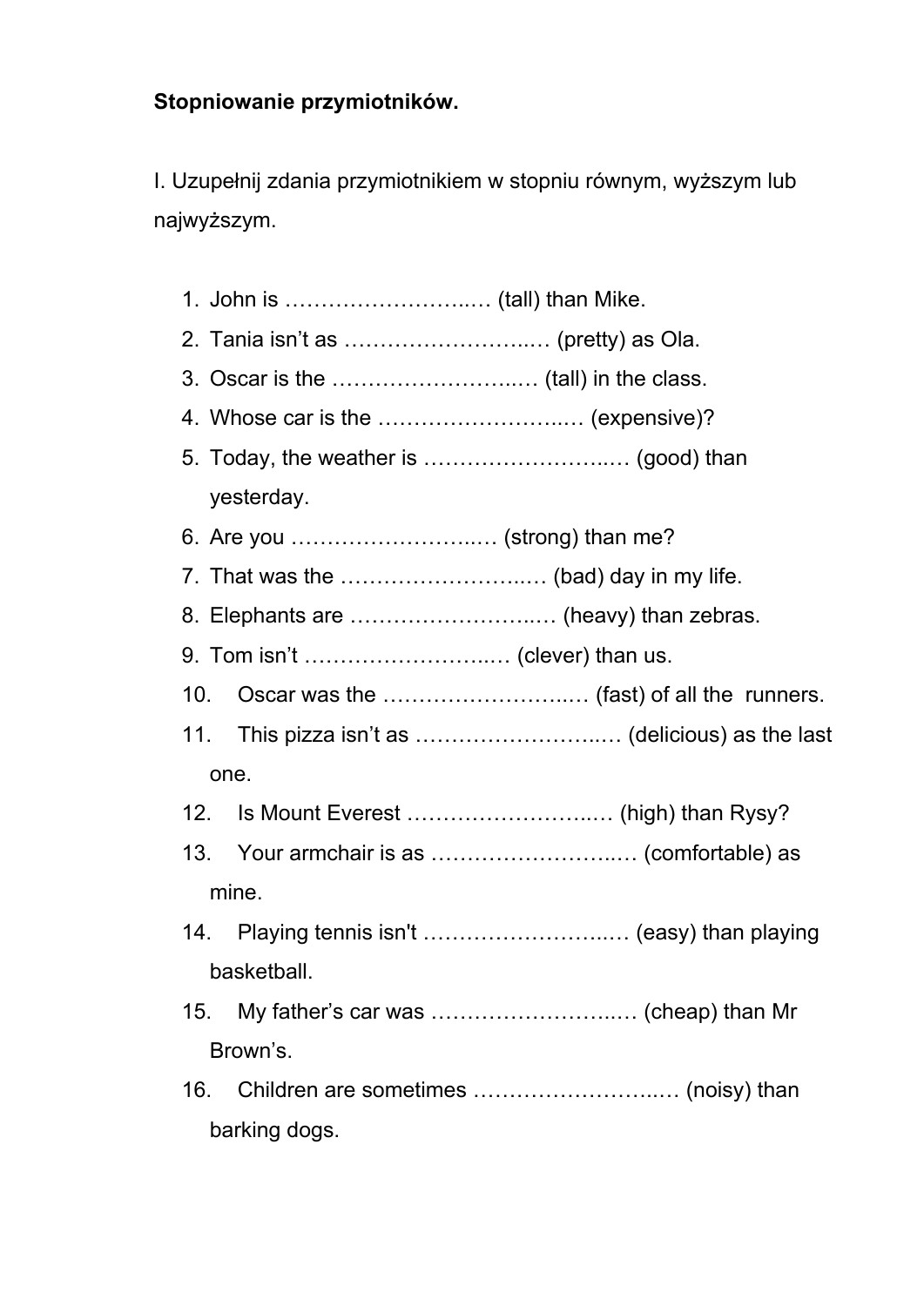**Stopniowanie przymiotników.**

I. Uzupełnij zdania przymiotnikiem w stopniu równym, wyższym lub najwyższym.

1. John is ……………………..… (tall) than Mike.
2. Tania isn't as ……………………..… (pretty) as Ola.
3. Oscar is the ……………………..… (tall) in the class.
4. Whose car is the ……………………..… (expensive)?
5. Today, the weather is ……………………..… (good) than yesterday.
6. Are you ……………………..… (strong) than me?
7. That was the ……………………..… (bad) day in my life.
8. Elephants are ……………………..… (heavy) than zebras.
9. Tom isn't ……………………..… (clever) than us.
10. Oscar was the ……………………..… (fast) of all the runners.
11. This pizza isn't as ……………………..… (delicious) as the last one.
12. Is Mount Everest ……………………..… (high) than Rysy?
13. Your armchair is as ……………………..… (comfortable) as mine.
14. Playing tennis isn't ……………………..… (easy) than playing basketball.
15. My father's car was ……………………..… (cheap) than Mr Brown's.
16. Children are sometimes ……………………..… (noisy) than barking dogs.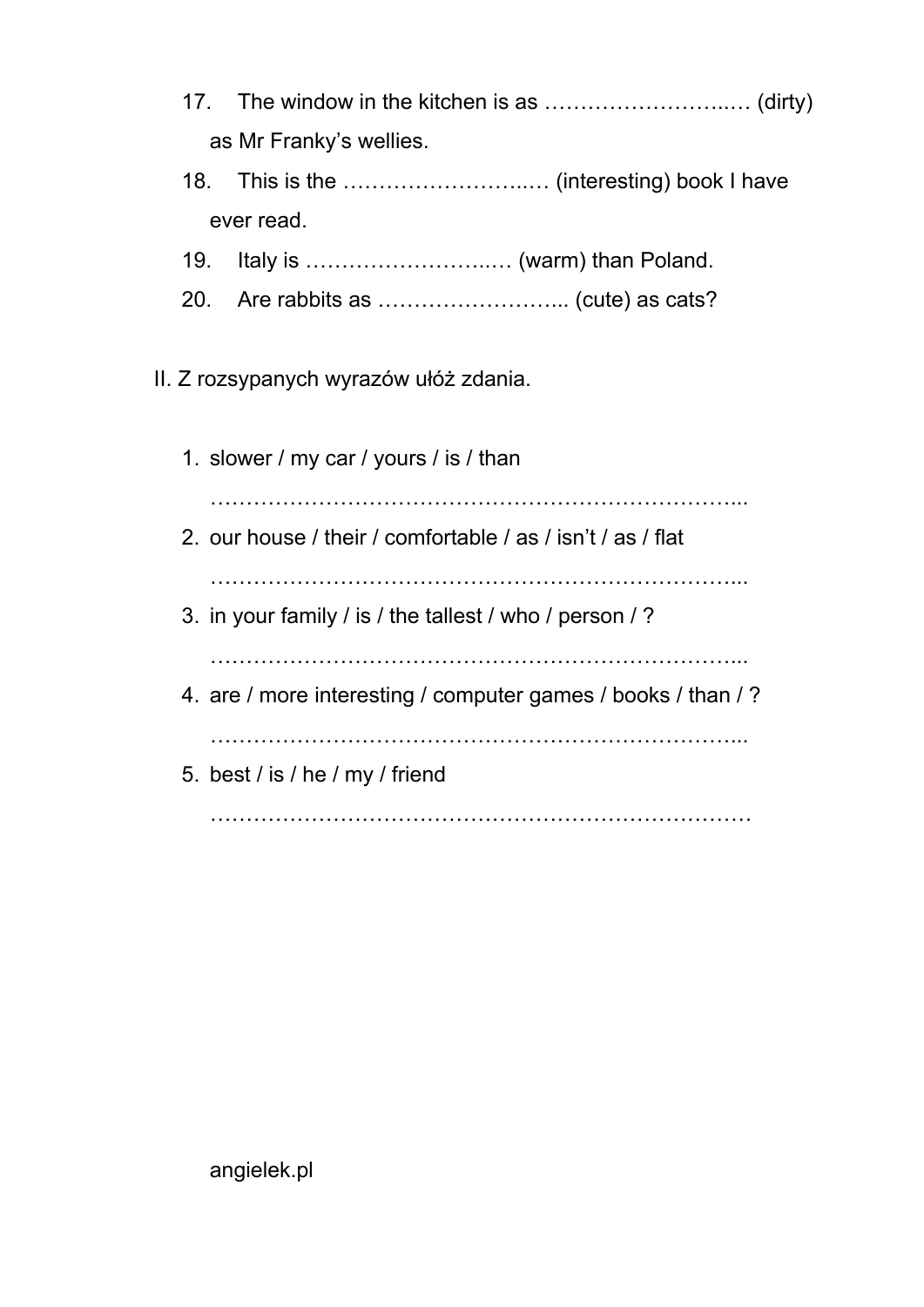17. The window in the kitchen is as ……………………..… (dirty) as Mr Franky's wellies.
18. This is the ……………………..… (interesting) book I have ever read.
19. Italy is ……………………..… (warm) than Poland.
20. Are rabbits as ……………………... (cute) as cats?

II. Z rozsypanych wyrazów ułóż zdania.

1. slower / my car / yours / is / than

   ………………………………………………………………...
2. our house / their / comfortable / as / isn't / as / flat

   ………………………………………………………………...
3. in your family / is / the tallest / who / person / ?

   ………………………………………………………………...
4. are / more interesting / computer games / books / than / ?

   ………………………………………………………………...
5. best / is / he / my / friend

   …………………………………………………………………

angielek.pl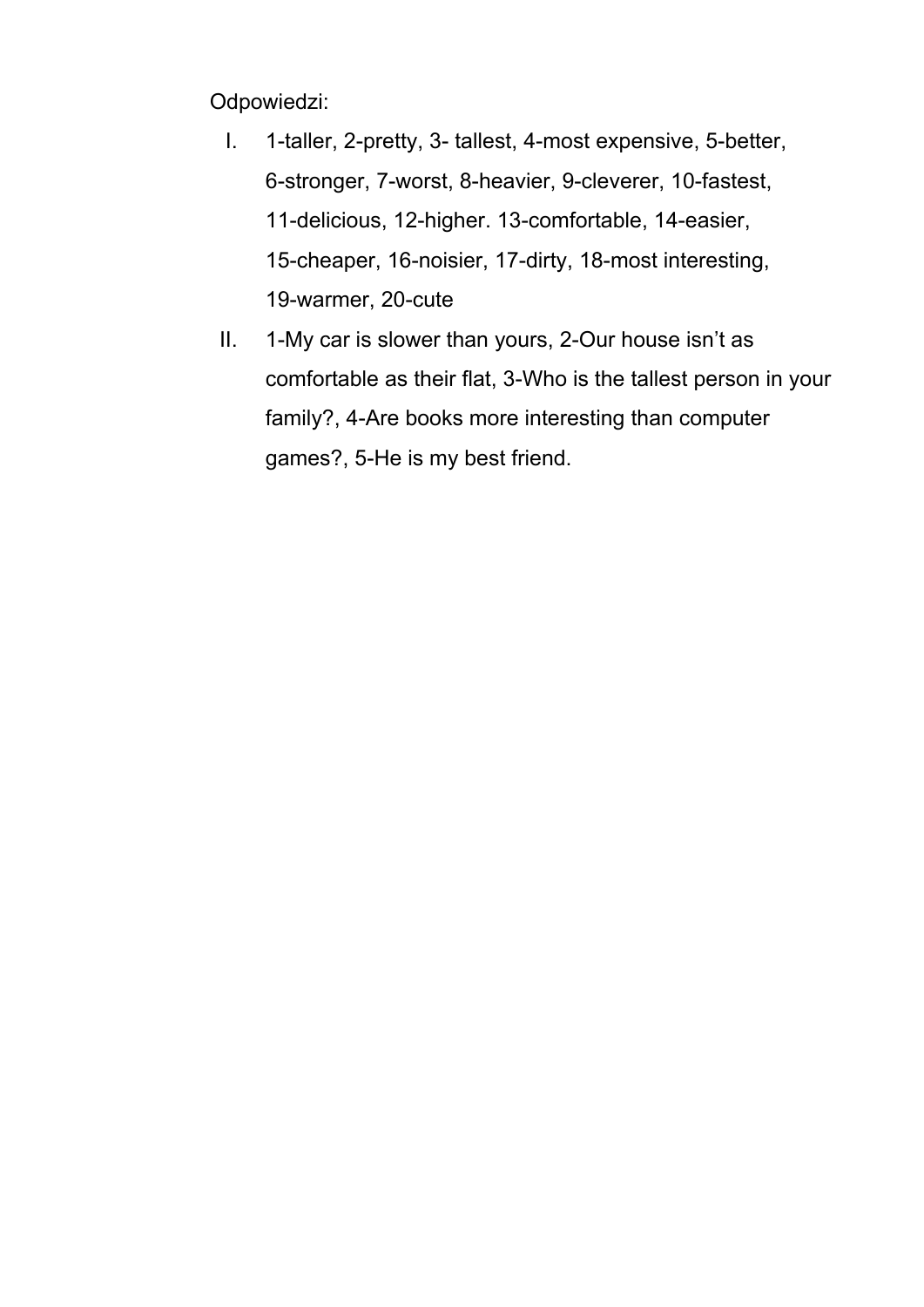Odpowiedzi:

I. 1-taller, 2-pretty, 3- tallest, 4-most expensive, 5-better, 6-stronger, 7-worst, 8-heavier, 9-cleverer, 10-fastest, 11-delicious, 12-higher. 13-comfortable, 14-easier, 15-cheaper, 16-noisier, 17-dirty, 18-most interesting, 19-warmer, 20-cute

II. 1-My car is slower than yours, 2-Our house isn't as comfortable as their flat, 3-Who is the tallest person in your family?, 4-Are books more interesting than computer games?, 5-He is my best friend.